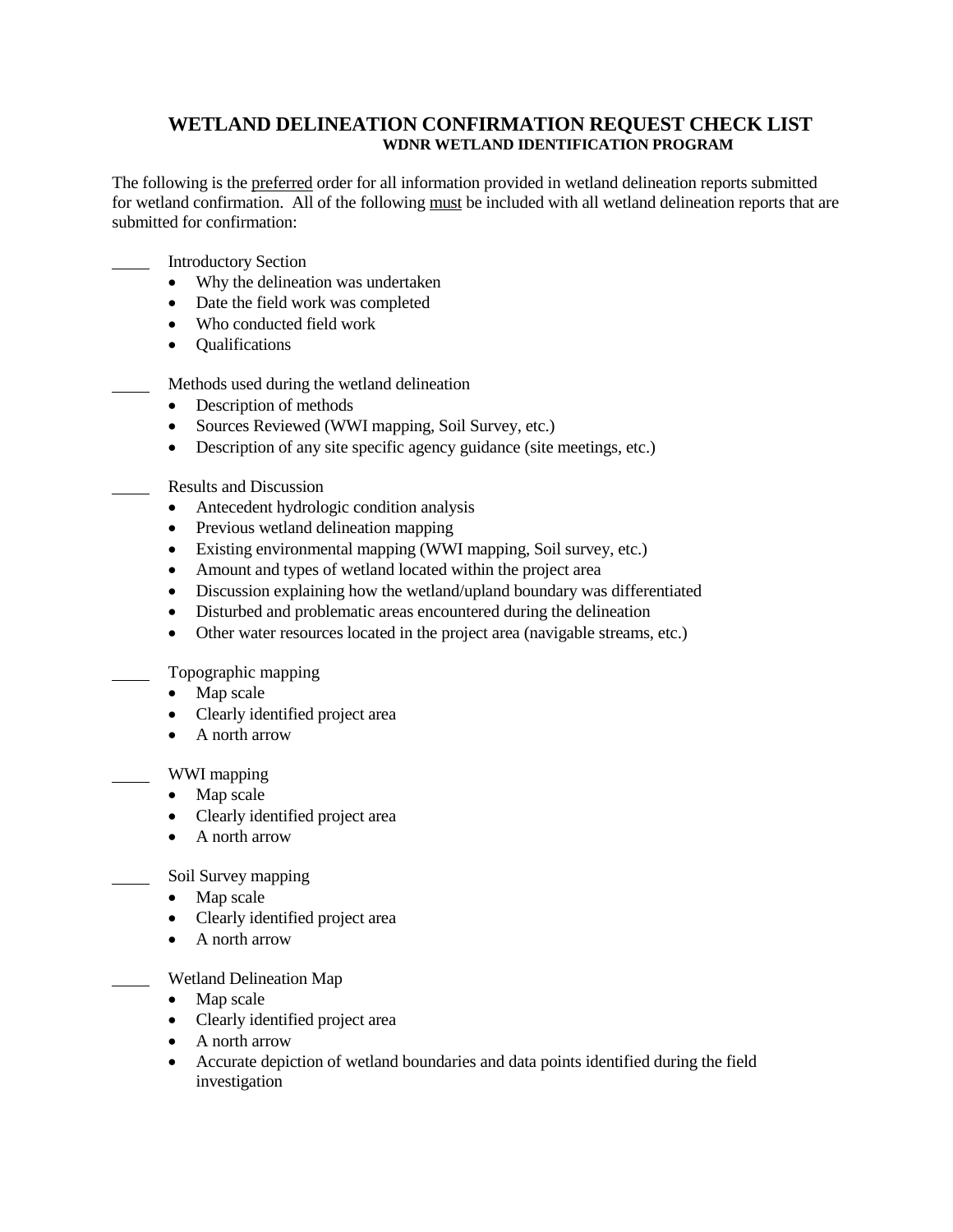# WETLAND DELINEATION CONFIRMATION REQUEST CHECK LIST

## WDNR WETLAND IDENTIFICATION PROGRAM

The following is the <u>preferred</u> order for all information provided in wetland delineation reports submitted for wetland confirmation. All of the following <u>must</u> be included with all wetland delineation reports that are submitted for confirmation:

\_\_\_\_\_ Introductory Section

- Why the delineation was undertaken
- Date the field work was completed
- Who conducted field work
- Qualifications

\_\_\_\_\_ Methods used during the wetland delineation

- Description of methods
- Sources Reviewed (WWI mapping, Soil Survey, etc.)
- Description of any site specific agency guidance (site meetings, etc.)

\_\_\_\_\_ Results and Discussion

- Antecedent hydrologic condition analysis
- Previous wetland delineation mapping
- Existing environmental mapping (WWI mapping, Soil survey, etc.)
- Amount and types of wetland located within the project area
- Discussion explaining how the wetland/upland boundary was differentiated
- Disturbed and problematic areas encountered during the delineation
- Other water resources located in the project area (navigable streams, etc.)

\_\_\_\_\_ Topographic mapping

- Map scale
- Clearly identified project area
- A north arrow

\_\_\_\_\_ WWI mapping

- Map scale
- Clearly identified project area
- A north arrow

\_\_\_\_\_ Soil Survey mapping

- Map scale
- Clearly identified project area
- A north arrow

\_\_\_\_\_ Wetland Delineation Map

- Map scale
- Clearly identified project area
- A north arrow
- Accurate depiction of wetland boundaries and data points identified during the field investigation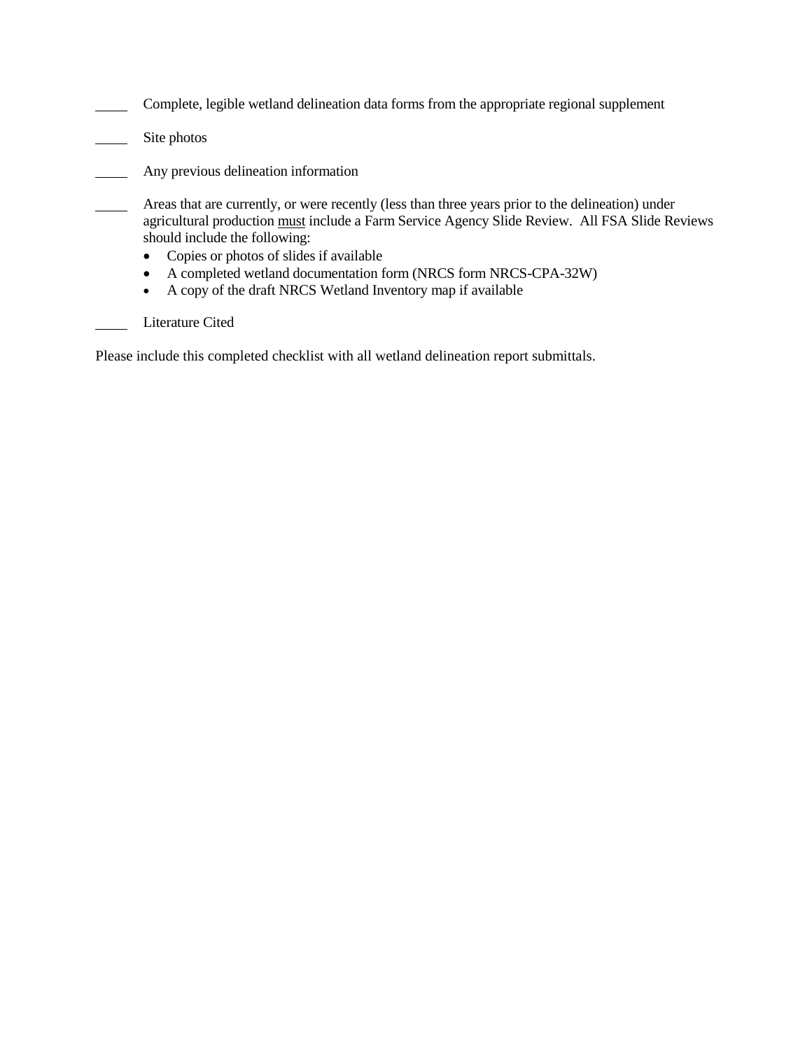_____ Complete, legible wetland delineation data forms from the appropriate regional supplement

_____ Site photos

_____ Any previous delineation information

_____ Areas that are currently, or were recently (less than three years prior to the delineation) under agricultural production <u>must</u> include a Farm Service Agency Slide Review. All FSA Slide Reviews should include the following:

- Copies or photos of slides if available
- A completed wetland documentation form (NRCS form NRCS-CPA-32W)
- A copy of the draft NRCS Wetland Inventory map if available

_____ Literature Cited

Please include this completed checklist with all wetland delineation report submittals.